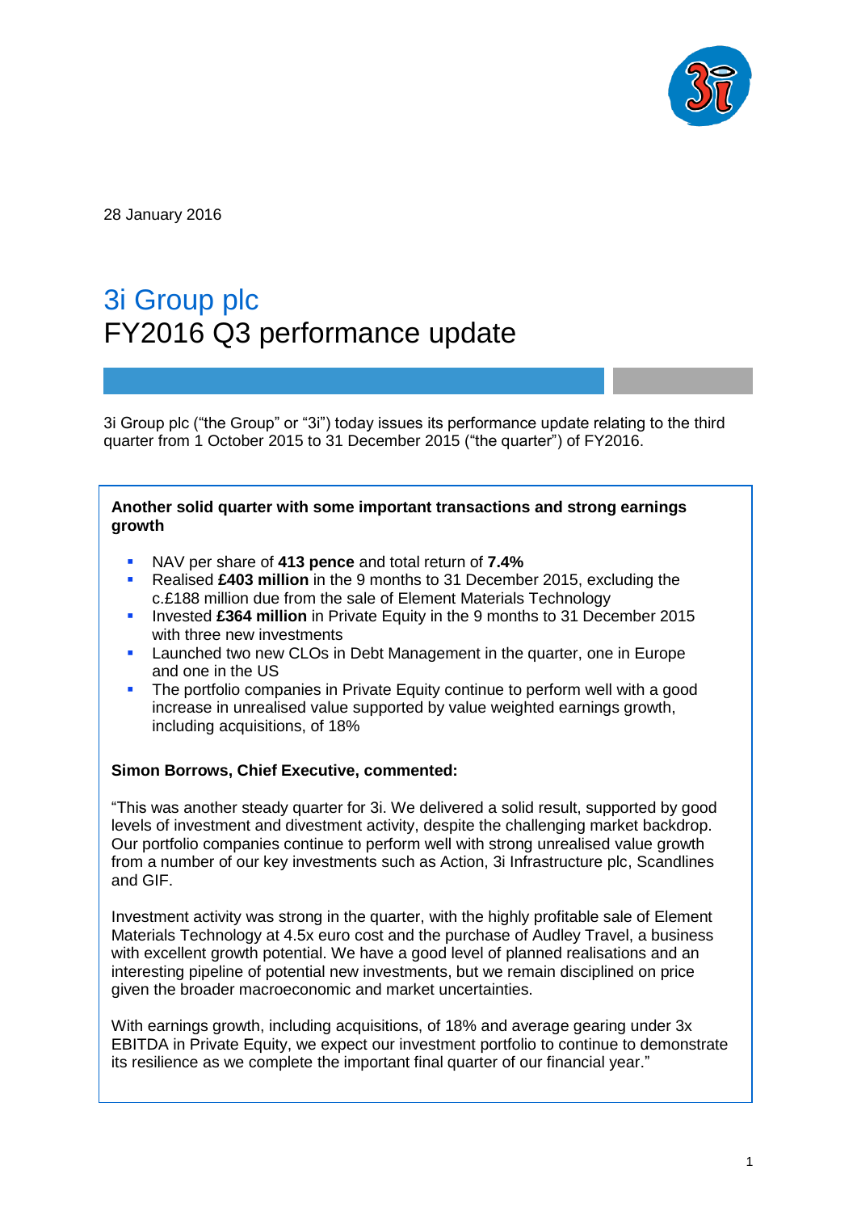28 January 2016

# 3i Group plc
# FY2016 Q3 performance update

3i Group plc ("the Group" or "3i") today issues its performance update relating to the third quarter from 1 October 2015 to 31 December 2015 ("the quarter") of FY2016.

**Another solid quarter with some important transactions and strong earnings growth**

- NAV per share of **413 pence** and total return of **7.4%**
- Realised **£403 million** in the 9 months to 31 December 2015, excluding the c.£188 million due from the sale of Element Materials Technology
- Invested **£364 million** in Private Equity in the 9 months to 31 December 2015 with three new investments
- Launched two new CLOs in Debt Management in the quarter, one in Europe and one in the US
- The portfolio companies in Private Equity continue to perform well with a good increase in unrealised value supported by value weighted earnings growth, including acquisitions, of 18%

**Simon Borrows, Chief Executive, commented:**

"This was another steady quarter for 3i. We delivered a solid result, supported by good levels of investment and divestment activity, despite the challenging market backdrop. Our portfolio companies continue to perform well with strong unrealised value growth from a number of our key investments such as Action, 3i Infrastructure plc, Scandlines and GIF.

Investment activity was strong in the quarter, with the highly profitable sale of Element Materials Technology at 4.5x euro cost and the purchase of Audley Travel, a business with excellent growth potential. We have a good level of planned realisations and an interesting pipeline of potential new investments, but we remain disciplined on price given the broader macroeconomic and market uncertainties.

With earnings growth, including acquisitions, of 18% and average gearing under 3x EBITDA in Private Equity, we expect our investment portfolio to continue to demonstrate its resilience as we complete the important final quarter of our financial year."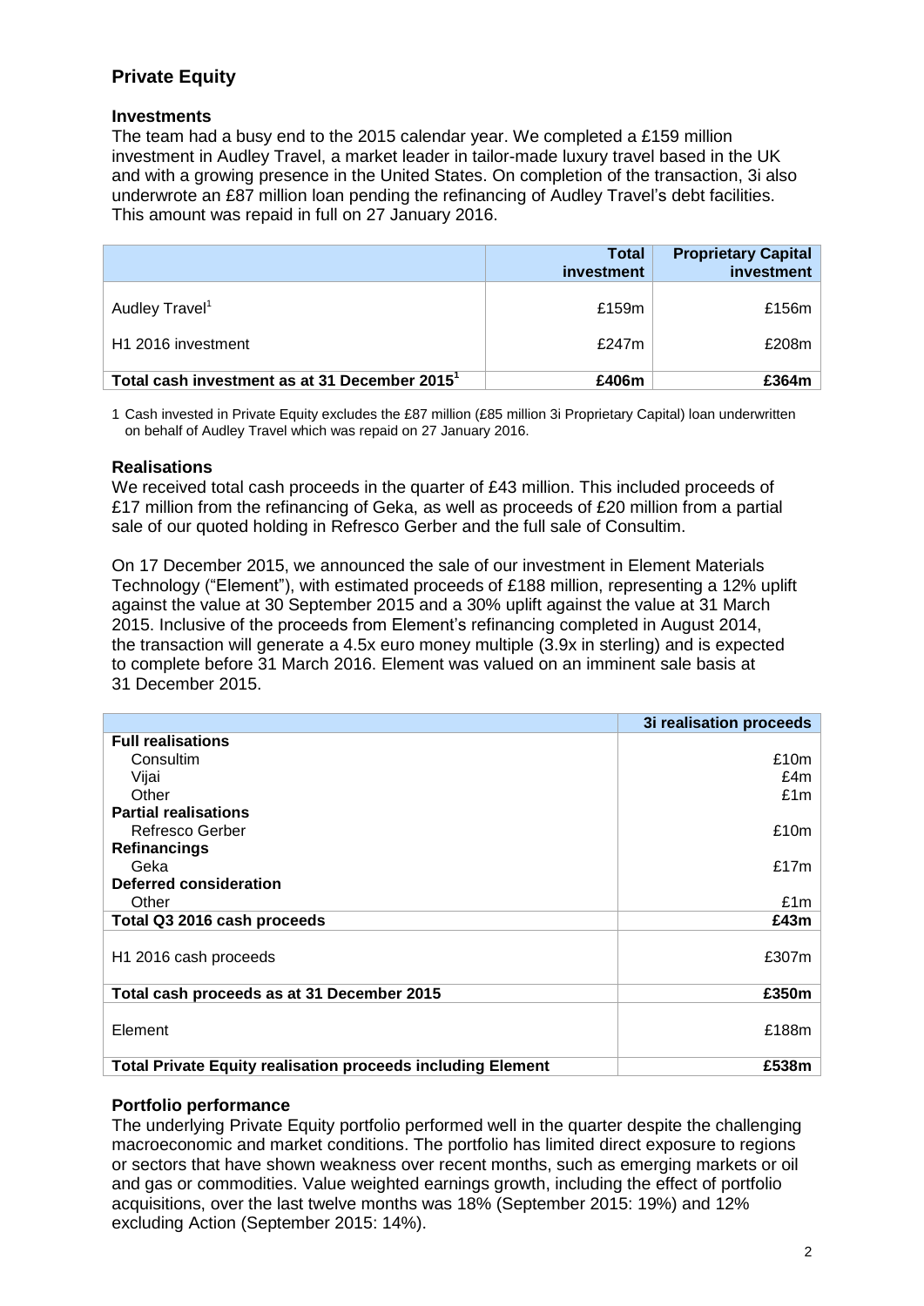## Private Equity

### Investments

The team had a busy end to the 2015 calendar year. We completed a £159 million investment in Audley Travel, a market leader in tailor-made luxury travel based in the UK and with a growing presence in the United States. On completion of the transaction, 3i also underwrote an £87 million loan pending the refinancing of Audley Travel's debt facilities. This amount was repaid in full on 27 January 2016.

| | Total investment | Proprietary Capital investment |
|---|---|---|
| Audley Travel[1] | £159m | £156m |
| H1 2016 investment | £247m | £208m |
| **Total cash investment as at 31 December 2015[1]** | **£406m** | **£364m** |

1 Cash invested in Private Equity excludes the £87 million (£85 million 3i Proprietary Capital) loan underwritten on behalf of Audley Travel which was repaid on 27 January 2016.

### Realisations

We received total cash proceeds in the quarter of £43 million. This included proceeds of £17 million from the refinancing of Geka, as well as proceeds of £20 million from a partial sale of our quoted holding in Refresco Gerber and the full sale of Consultim.

On 17 December 2015, we announced the sale of our investment in Element Materials Technology ("Element"), with estimated proceeds of £188 million, representing a 12% uplift against the value at 30 September 2015 and a 30% uplift against the value at 31 March 2015. Inclusive of the proceeds from Element's refinancing completed in August 2014, the transaction will generate a 4.5x euro money multiple (3.9x in sterling) and is expected to complete before 31 March 2016. Element was valued on an imminent sale basis at 31 December 2015.

| | 3i realisation proceeds |
|---|---|
| **Full realisations** | |
| Consultim | £10m |
| Vijai | £4m |
| Other | £1m |
| **Partial realisations** | |
| Refresco Gerber | £10m |
| **Refinancings** | |
| Geka | £17m |
| **Deferred consideration** | |
| Other | £1m |
| **Total Q3 2016 cash proceeds** | **£43m** |
| H1 2016 cash proceeds | £307m |
| **Total cash proceeds as at 31 December 2015** | **£350m** |
| Element | £188m |
| **Total Private Equity realisation proceeds including Element** | **£538m** |

### Portfolio performance

The underlying Private Equity portfolio performed well in the quarter despite the challenging macroeconomic and market conditions. The portfolio has limited direct exposure to regions or sectors that have shown weakness over recent months, such as emerging markets or oil and gas or commodities. Value weighted earnings growth, including the effect of portfolio acquisitions, over the last twelve months was 18% (September 2015: 19%) and 12% excluding Action (September 2015: 14%).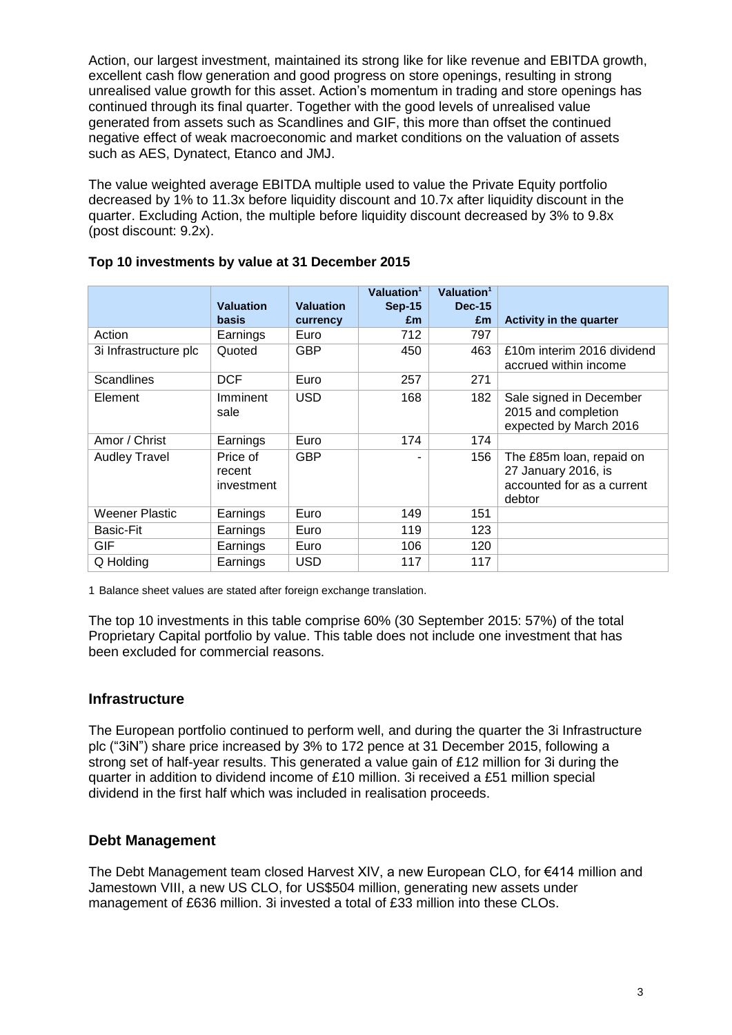Action, our largest investment, maintained its strong like for like revenue and EBITDA growth, excellent cash flow generation and good progress on store openings, resulting in strong unrealised value growth for this asset. Action's momentum in trading and store openings has continued through its final quarter. Together with the good levels of unrealised value generated from assets such as Scandlines and GIF, this more than offset the continued negative effect of weak macroeconomic and market conditions on the valuation of assets such as AES, Dynatect, Etanco and JMJ.

The value weighted average EBITDA multiple used to value the Private Equity portfolio decreased by 1% to 11.3x before liquidity discount and 10.7x after liquidity discount in the quarter. Excluding Action, the multiple before liquidity discount decreased by 3% to 9.8x (post discount: 9.2x).

**Top 10 investments by value at 31 December 2015**

| | Valuation basis | Valuation currency | Valuation[1] Sep-15 £m | Valuation[1] Dec-15 £m | Activity in the quarter |
|---|---|---|---|---|---|
| Action | Earnings | Euro | 712 | 797 | |
| 3i Infrastructure plc | Quoted | GBP | 450 | 463 | £10m interim 2016 dividend accrued within income |
| Scandlines | DCF | Euro | 257 | 271 | |
| Element | Imminent sale | USD | 168 | 182 | Sale signed in December 2015 and completion expected by March 2016 |
| Amor / Christ | Earnings | Euro | 174 | 174 | |
| Audley Travel | Price of recent investment | GBP | - | 156 | The £85m loan, repaid on 27 January 2016, is accounted for as a current debtor |
| Weener Plastic | Earnings | Euro | 149 | 151 | |
| Basic-Fit | Earnings | Euro | 119 | 123 | |
| GIF | Earnings | Euro | 106 | 120 | |
| Q Holding | Earnings | USD | 117 | 117 | |

1 Balance sheet values are stated after foreign exchange translation.

The top 10 investments in this table comprise 60% (30 September 2015: 57%) of the total Proprietary Capital portfolio by value. This table does not include one investment that has been excluded for commercial reasons.

## Infrastructure

The European portfolio continued to perform well, and during the quarter the 3i Infrastructure plc ("3iN") share price increased by 3% to 172 pence at 31 December 2015, following a strong set of half-year results. This generated a value gain of £12 million for 3i during the quarter in addition to dividend income of £10 million. 3i received a £51 million special dividend in the first half which was included in realisation proceeds.

## Debt Management

The Debt Management team closed Harvest XIV, a new European CLO, for €414 million and Jamestown VIII, a new US CLO, for US$504 million, generating new assets under management of £636 million. 3i invested a total of £33 million into these CLOs.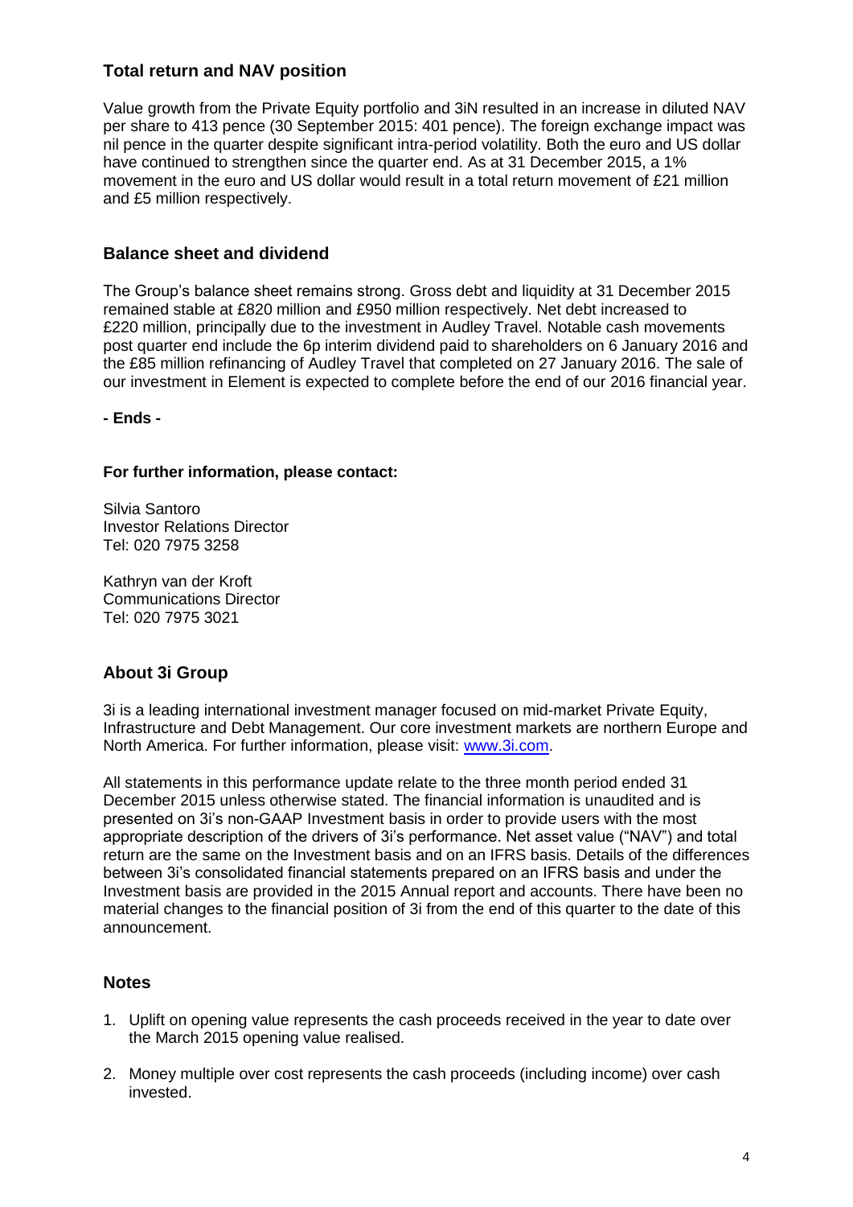## Total return and NAV position

Value growth from the Private Equity portfolio and 3iN resulted in an increase in diluted NAV per share to 413 pence (30 September 2015: 401 pence). The foreign exchange impact was nil pence in the quarter despite significant intra-period volatility. Both the euro and US dollar have continued to strengthen since the quarter end. As at 31 December 2015, a 1% movement in the euro and US dollar would result in a total return movement of £21 million and £5 million respectively.

## Balance sheet and dividend

The Group's balance sheet remains strong. Gross debt and liquidity at 31 December 2015 remained stable at £820 million and £950 million respectively. Net debt increased to £220 million, principally due to the investment in Audley Travel. Notable cash movements post quarter end include the 6p interim dividend paid to shareholders on 6 January 2016 and the £85 million refinancing of Audley Travel that completed on 27 January 2016. The sale of our investment in Element is expected to complete before the end of our 2016 financial year.

**- Ends -**

**For further information, please contact:**

Silvia Santoro
Investor Relations Director
Tel: 020 7975 3258

Kathryn van der Kroft
Communications Director
Tel: 020 7975 3021

## About 3i Group

3i is a leading international investment manager focused on mid-market Private Equity, Infrastructure and Debt Management. Our core investment markets are northern Europe and North America. For further information, please visit: www.3i.com.

All statements in this performance update relate to the three month period ended 31 December 2015 unless otherwise stated. The financial information is unaudited and is presented on 3i's non-GAAP Investment basis in order to provide users with the most appropriate description of the drivers of 3i's performance. Net asset value ("NAV") and total return are the same on the Investment basis and on an IFRS basis. Details of the differences between 3i's consolidated financial statements prepared on an IFRS basis and under the Investment basis are provided in the 2015 Annual report and accounts. There have been no material changes to the financial position of 3i from the end of this quarter to the date of this announcement.

## Notes

1. Uplift on opening value represents the cash proceeds received in the year to date over the March 2015 opening value realised.
2. Money multiple over cost represents the cash proceeds (including income) over cash invested.